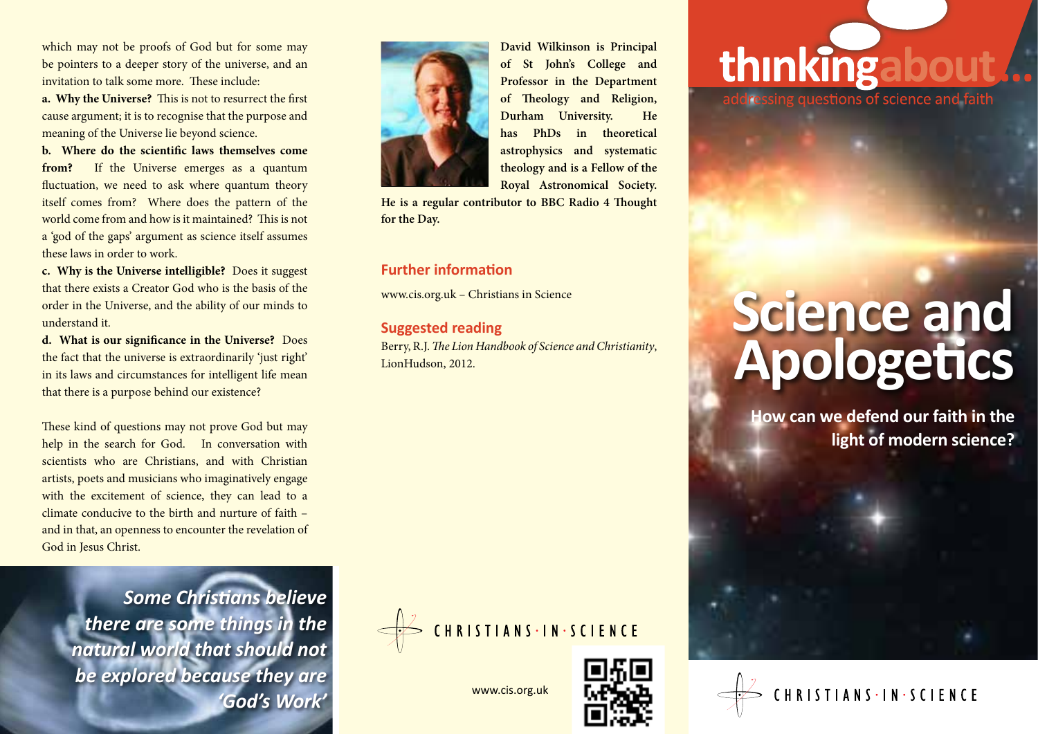which may not be proofs of God but for some may be pointers to a deeper story of the universe, and an invitation to talk some more. These include:

**a. Why the Universe?** This is not to resurrect the first cause argument; it is to recognise that the purpose and meaning of the Universe lie beyond science.

**b. Where do the scientific laws themselves come from?** If the Universe emerges as a quantum fluctuation, we need to ask where quantum theory itself comes from? Where does the pattern of the world come from and how is it maintained? This is not a 'god of the gaps' argument as science itself assumes these laws in order to work.

**c. Why is the Universe intelligible?** Does it suggest that there exists a Creator God who is the basis of the order in the Universe, and the ability of our minds to understand it.

**d. What is our significance in the Universe?** Does the fact that the universe is extraordinarily 'just right' in its laws and circumstances for intelligent life mean that there is a purpose behind our existence?

These kind of questions may not prove God but may help in the search for God. In conversation with scientists who are Christians, and with Christian artists, poets and musicians who imaginatively engage with the excitement of science, they can lead to a climate conducive to the birth and nurture of faith – and in that, an openness to encounter the revelation of God in Jesus Christ.

***Some Christians believe there are some things in the natural world that should not be explored because they are 'God's Work'***

**David Wilkinson is Principal of St John's College and Professor in the Department of Theology and Religion, Durham University. He has PhDs in theoretical astrophysics and systematic theology and is a Fellow of the Royal Astronomical Society. He is a regular contributor to BBC Radio 4 Thought for the Day.**

## Further information

www.cis.org.uk – Christians in Science

## Suggested reading

Berry, R.J. *The Lion Handbook of Science and Christianity*, LionHudson, 2012.

CHRISTIANS·IN·SCIENCE

www.cis.org.uk

# thinkingabout...

addressing questions of science and faith

# Science and Apologetics

**How can we defend our faith in the light of modern science?**

CHRISTIANS·IN·SCIENCE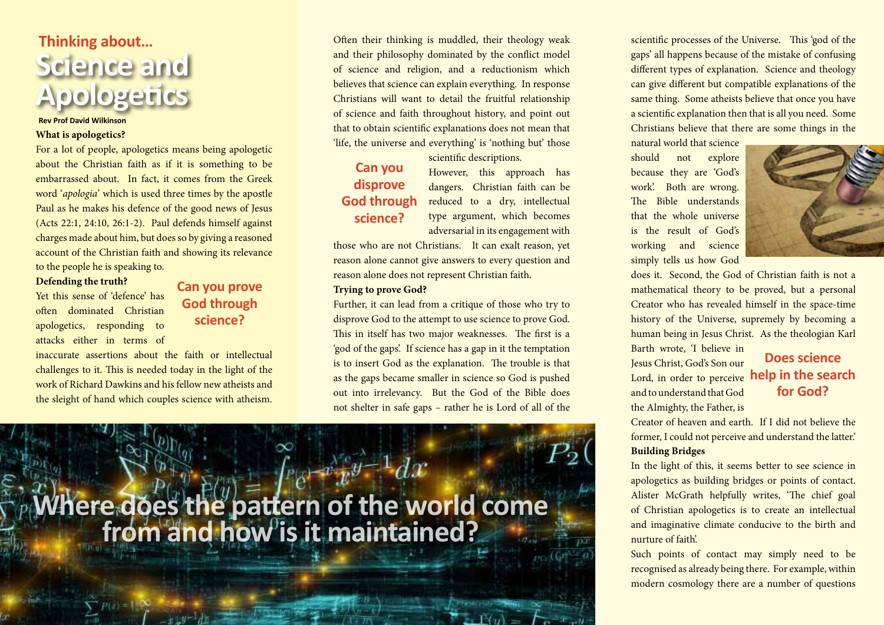Thinking about...

# Science and Apologetics

**Rev Prof David Wilkinson**

**What is apologetics?**

For a lot of people, apologetics means being apologetic about the Christian faith as if it is something to be embarrassed about. In fact, it comes from the Greek word '*apologia*' which is used three times by the apostle Paul as he makes his defence of the good news of Jesus (Acts 22:1, 24:10, 26:1-2). Paul defends himself against charges made about him, but does so by giving a reasoned account of the Christian faith and showing its relevance to the people he is speaking to.

**Defending the truth?**

Yet this sense of 'defence' has often dominated Christian apologetics, responding to attacks either in terms of inaccurate assertions about the faith or intellectual challenges to it. This is needed today in the light of the work of Richard Dawkins and his fellow new atheists and the sleight of hand which couples science with atheism. Often their thinking is muddled, their theology weak and their philosophy dominated by the conflict model of science and religion, and a reductionism which believes that science can explain everything. In response Christians will want to detail the fruitful relationship of science and faith throughout history, and point out that to obtain scientific explanations does not mean that 'life, the universe and everything' is 'nothing but' those scientific descriptions.

**Can you prove God through science?**

However, this approach has dangers. Christian faith can be reduced to a dry, intellectual type argument, which becomes adversarial in its engagement with those who are not Christians. It can exalt reason, yet reason alone cannot give answers to every question and reason alone does not represent Christian faith.

**Can you disprove God through science?**

**Trying to prove God?**

Further, it can lead from a critique of those who try to disprove God to the attempt to use science to prove God. This in itself has two major weaknesses. The first is a 'god of the gaps'. If science has a gap in it the temptation is to insert God as the explanation. The trouble is that as the gaps became smaller in science so God is pushed out into irrelevancy. But the God of the Bible does not shelter in safe gaps – rather he is Lord of all of the scientific processes of the Universe. This 'god of the gaps' all happens because of the mistake of confusing different types of explanation. Science and theology can give different but compatible explanations of the same thing. Some atheists believe that once you have a scientific explanation then that is all you need. Some Christians believe that there are some things in the natural world that science should not explore because they are 'God's work'. Both are wrong. The Bible understands that the whole universe is the result of God's working and science simply tells us how God does it. Second, the God of Christian faith is not a mathematical theory to be proved, but a personal Creator who has revealed himself in the space-time history of the Universe, supremely by becoming a human being in Jesus Christ. As the theologian Karl Barth wrote, 'I believe in Jesus Christ, God's Son our Lord, in order to perceive and to understand that God the Almighty, the Father, is Creator of heaven and earth. If I did not believe the former, I could not perceive and understand the latter.'

**Does science help in the search for God?**

**Where does the pattern of the world come from and how is it maintained?**

**Building Bridges**

In the light of this, it seems better to see science in apologetics as building bridges or points of contact. Alister McGrath helpfully writes, 'The chief goal of Christian apologetics is to create an intellectual and imaginative climate conducive to the birth and nurture of faith'.

Such points of contact may simply need to be recognised as already being there. For example, within modern cosmology there are a number of questions